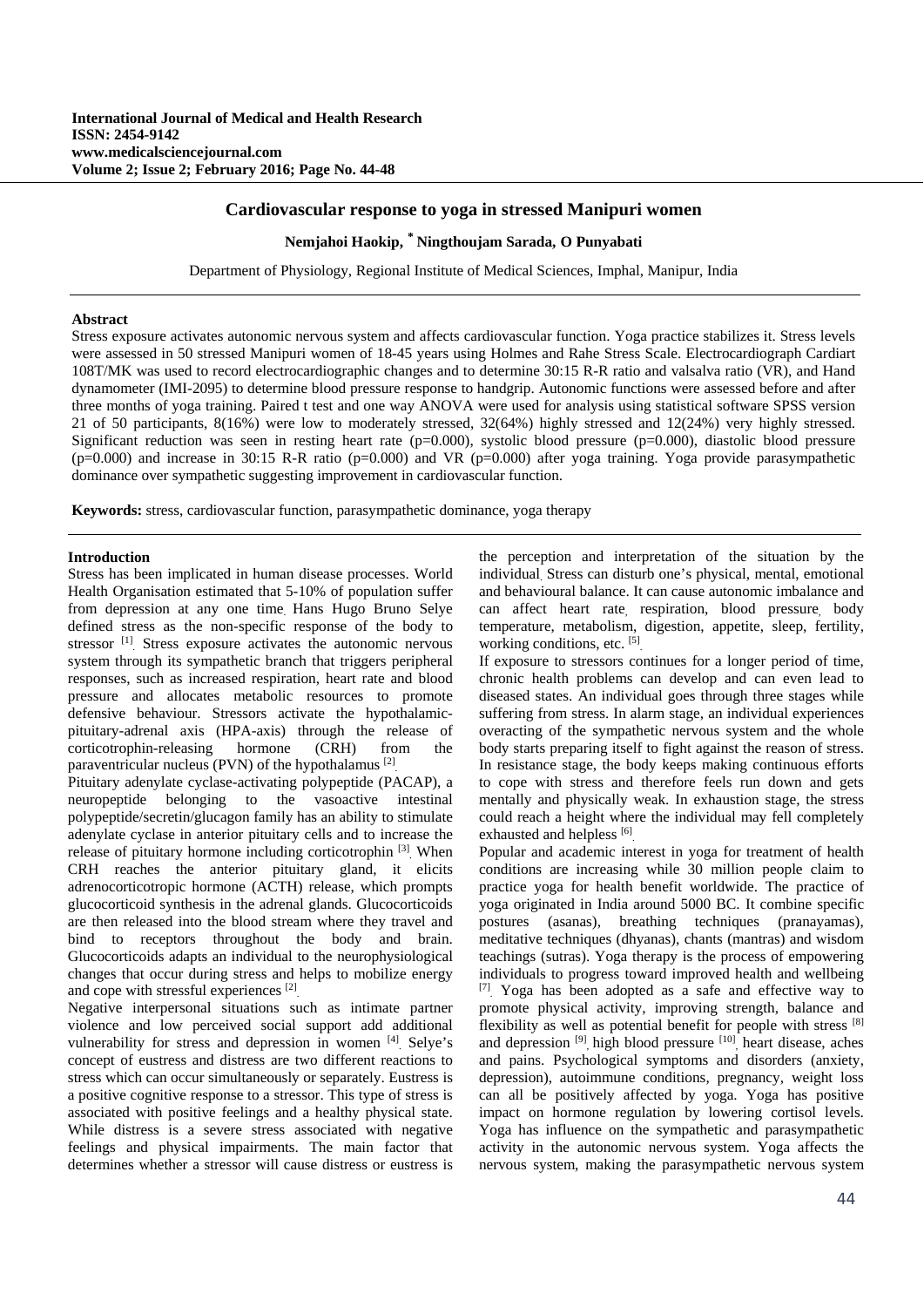# Cardiovascular response to yoga in stressed Manipuri women

**Nemjahoi Haokip, * Ningthoujam Sarada, O Punyabati**

Department of Physiology, Regional Institute of Medical Sciences, Imphal, Manipur, India

## Abstract

Stress exposure activates autonomic nervous system and affects cardiovascular function. Yoga practice stabilizes it. Stress levels were assessed in 50 stressed Manipuri women of 18-45 years using Holmes and Rahe Stress Scale. Electrocardiograph Cardiart 108T/MK was used to record electrocardiographic changes and to determine 30:15 R-R ratio and valsalva ratio (VR), and Hand dynamometer (IMI-2095) to determine blood pressure response to handgrip. Autonomic functions were assessed before and after three months of yoga training. Paired t test and one way ANOVA were used for analysis using statistical software SPSS version 21 of 50 participants, 8(16%) were low to moderately stressed, 32(64%) highly stressed and 12(24%) very highly stressed. Significant reduction was seen in resting heart rate (p=0.000), systolic blood pressure (p=0.000), diastolic blood pressure (p=0.000) and increase in 30:15 R-R ratio (p=0.000) and VR (p=0.000) after yoga training. Yoga provide parasympathetic dominance over sympathetic suggesting improvement in cardiovascular function.

**Keywords:** stress, cardiovascular function, parasympathetic dominance, yoga therapy

## Introduction

Stress has been implicated in human disease processes. World Health Organisation estimated that 5-10% of population suffer from depression at any one time. Hans Hugo Bruno Selye defined stress as the non-specific response of the body to stressor [1]. Stress exposure activates the autonomic nervous system through its sympathetic branch that triggers peripheral responses, such as increased respiration, heart rate and blood pressure and allocates metabolic resources to promote defensive behaviour. Stressors activate the hypothalamic-pituitary-adrenal axis (HPA-axis) through the release of corticotrophin-releasing hormone (CRH) from the paraventricular nucleus (PVN) of the hypothalamus [2].

Pituitary adenylate cyclase-activating polypeptide (PACAP), a neuropeptide belonging to the vasoactive intestinal polypeptide/secretin/glucagon family has an ability to stimulate adenylate cyclase in anterior pituitary cells and to increase the release of pituitary hormone including corticotrophin [3]. When CRH reaches the anterior pituitary gland, it elicits adrenocorticotropic hormone (ACTH) release, which prompts glucocorticoid synthesis in the adrenal glands. Glucocorticoids are then released into the blood stream where they travel and bind to receptors throughout the body and brain. Glucocorticoids adapts an individual to the neurophysiological changes that occur during stress and helps to mobilize energy and cope with stressful experiences [2].

Negative interpersonal situations such as intimate partner violence and low perceived social support add additional vulnerability for stress and depression in women [4]. Selye's concept of eustress and distress are two different reactions to stress which can occur simultaneously or separately. Eustress is a positive cognitive response to a stressor. This type of stress is associated with positive feelings and a healthy physical state. While distress is a severe stress associated with negative feelings and physical impairments. The main factor that determines whether a stressor will cause distress or eustress is the perception and interpretation of the situation by the individual. Stress can disturb one's physical, mental, emotional and behavioural balance. It can cause autonomic imbalance and can affect heart rate, respiration, blood pressure, body temperature, metabolism, digestion, appetite, sleep, fertility, working conditions, etc. [5].

If exposure to stressors continues for a longer period of time, chronic health problems can develop and can even lead to diseased states. An individual goes through three stages while suffering from stress. In alarm stage, an individual experiences overacting of the sympathetic nervous system and the whole body starts preparing itself to fight against the reason of stress. In resistance stage, the body keeps making continuous efforts to cope with stress and therefore feels run down and gets mentally and physically weak. In exhaustion stage, the stress could reach a height where the individual may fell completely exhausted and helpless [6].

Popular and academic interest in yoga for treatment of health conditions are increasing while 30 million people claim to practice yoga for health benefit worldwide. The practice of yoga originated in India around 5000 BC. It combine specific postures (asanas), breathing techniques (pranayamas), meditative techniques (dhyanas), chants (mantras) and wisdom teachings (sutras). Yoga therapy is the process of empowering individuals to progress toward improved health and wellbeing [7]. Yoga has been adopted as a safe and effective way to promote physical activity, improving strength, balance and flexibility as well as potential benefit for people with stress [8] and depression [9], high blood pressure [10], heart disease, aches and pains. Psychological symptoms and disorders (anxiety, depression), autoimmune conditions, pregnancy, weight loss can all be positively affected by yoga. Yoga has positive impact on hormone regulation by lowering cortisol levels. Yoga has influence on the sympathetic and parasympathetic activity in the autonomic nervous system. Yoga affects the nervous system, making the parasympathetic nervous system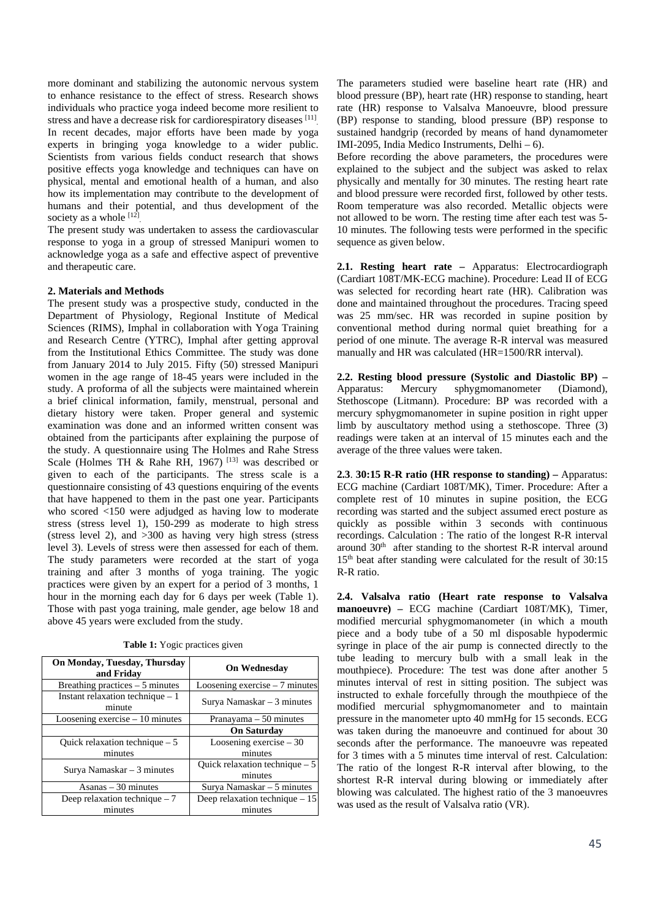more dominant and stabilizing the autonomic nervous system to enhance resistance to the effect of stress. Research shows individuals who practice yoga indeed become more resilient to stress and have a decrease risk for cardiorespiratory diseases [11]. In recent decades, major efforts have been made by yoga experts in bringing yoga knowledge to a wider public. Scientists from various fields conduct research that shows positive effects yoga knowledge and techniques can have on physical, mental and emotional health of a human, and also how its implementation may contribute to the development of humans and their potential, and thus development of the society as a whole [12].

The present study was undertaken to assess the cardiovascular response to yoga in a group of stressed Manipuri women to acknowledge yoga as a safe and effective aspect of preventive and therapeutic care.

## 2. Materials and Methods

The present study was a prospective study, conducted in the Department of Physiology, Regional Institute of Medical Sciences (RIMS), Imphal in collaboration with Yoga Training and Research Centre (YTRC), Imphal after getting approval from the Institutional Ethics Committee. The study was done from January 2014 to July 2015. Fifty (50) stressed Manipuri women in the age range of 18-45 years were included in the study. A proforma of all the subjects were maintained wherein a brief clinical information, family, menstrual, personal and dietary history were taken. Proper general and systemic examination was done and an informed written consent was obtained from the participants after explaining the purpose of the study. A questionnaire using The Holmes and Rahe Stress Scale (Holmes TH & Rahe RH, 1967) [13] was described or given to each of the participants. The stress scale is a questionnaire consisting of 43 questions enquiring of the events that have happened to them in the past one year. Participants who scored <150 were adjudged as having low to moderate stress (stress level 1), 150-299 as moderate to high stress (stress level 2), and >300 as having very high stress (stress level 3). Levels of stress were then assessed for each of them. The study parameters were recorded at the start of yoga training and after 3 months of yoga training. The yogic practices were given by an expert for a period of 3 months, 1 hour in the morning each day for 6 days per week (Table 1). Those with past yoga training, male gender, age below 18 and above 45 years were excluded from the study.

**Table 1:** Yogic practices given

| On Monday, Tuesday, Thursday and Friday | On Wednesday |
|---|---|
| Breathing practices – 5 minutes | Loosening exercise – 7 minutes |
| Instant relaxation technique – 1 minute | Surya Namaskar – 3 minutes |
| Loosening exercise – 10 minutes | Pranayama – 50 minutes |
| | **On Saturday** |
| Quick relaxation technique – 5 minutes | Loosening exercise – 30 minutes |
| Surya Namaskar – 3 minutes | Quick relaxation technique – 5 minutes |
| Asanas – 30 minutes | Surya Namaskar – 5 minutes |
| Deep relaxation technique – 7 minutes | Deep relaxation technique – 15 minutes |

The parameters studied were baseline heart rate (HR) and blood pressure (BP), heart rate (HR) response to standing, heart rate (HR) response to Valsalva Manoeuvre, blood pressure (BP) response to standing, blood pressure (BP) response to sustained handgrip (recorded by means of hand dynamometer IMI-2095, India Medico Instruments, Delhi – 6).

Before recording the above parameters, the procedures were explained to the subject and the subject was asked to relax physically and mentally for 30 minutes. The resting heart rate and blood pressure were recorded first, followed by other tests. Room temperature was also recorded. Metallic objects were not allowed to be worn. The resting time after each test was 5-10 minutes. The following tests were performed in the specific sequence as given below.

**2.1. Resting heart rate –** Apparatus: Electrocardiograph (Cardiart 108T/MK-ECG machine). Procedure: Lead II of ECG was selected for recording heart rate (HR). Calibration was done and maintained throughout the procedures. Tracing speed was 25 mm/sec. HR was recorded in supine position by conventional method during normal quiet breathing for a period of one minute. The average R-R interval was measured manually and HR was calculated (HR=1500/RR interval).

**2.2. Resting blood pressure (Systolic and Diastolic BP) –** Apparatus: Mercury sphygmomanometer (Diamond), Stethoscope (Litmann). Procedure: BP was recorded with a mercury sphygmomanometer in supine position in right upper limb by auscultatory method using a stethoscope. Three (3) readings were taken at an interval of 15 minutes each and the average of the three values were taken.

**2.3**. **30:15 R-R ratio (HR response to standing) –** Apparatus: ECG machine (Cardiart 108T/MK), Timer. Procedure: After a complete rest of 10 minutes in supine position, the ECG recording was started and the subject assumed erect posture as quickly as possible within 3 seconds with continuous recordings. Calculation : The ratio of the longest R-R interval around 30th after standing to the shortest R-R interval around 15th beat after standing were calculated for the result of 30:15 R-R ratio.

**2.4. Valsalva ratio (Heart rate response to Valsalva manoeuvre) –** ECG machine (Cardiart 108T/MK), Timer, modified mercurial sphygmomanometer (in which a mouth piece and a body tube of a 50 ml disposable hypodermic syringe in place of the air pump is connected directly to the tube leading to mercury bulb with a small leak in the mouthpiece). Procedure: The test was done after another 5 minutes interval of rest in sitting position. The subject was instructed to exhale forcefully through the mouthpiece of the modified mercurial sphygmomanometer and to maintain pressure in the manometer upto 40 mmHg for 15 seconds. ECG was taken during the manoeuvre and continued for about 30 seconds after the performance. The manoeuvre was repeated for 3 times with a 5 minutes time interval of rest. Calculation: The ratio of the longest R-R interval after blowing, to the shortest R-R interval during blowing or immediately after blowing was calculated. The highest ratio of the 3 manoeuvres was used as the result of Valsalva ratio (VR).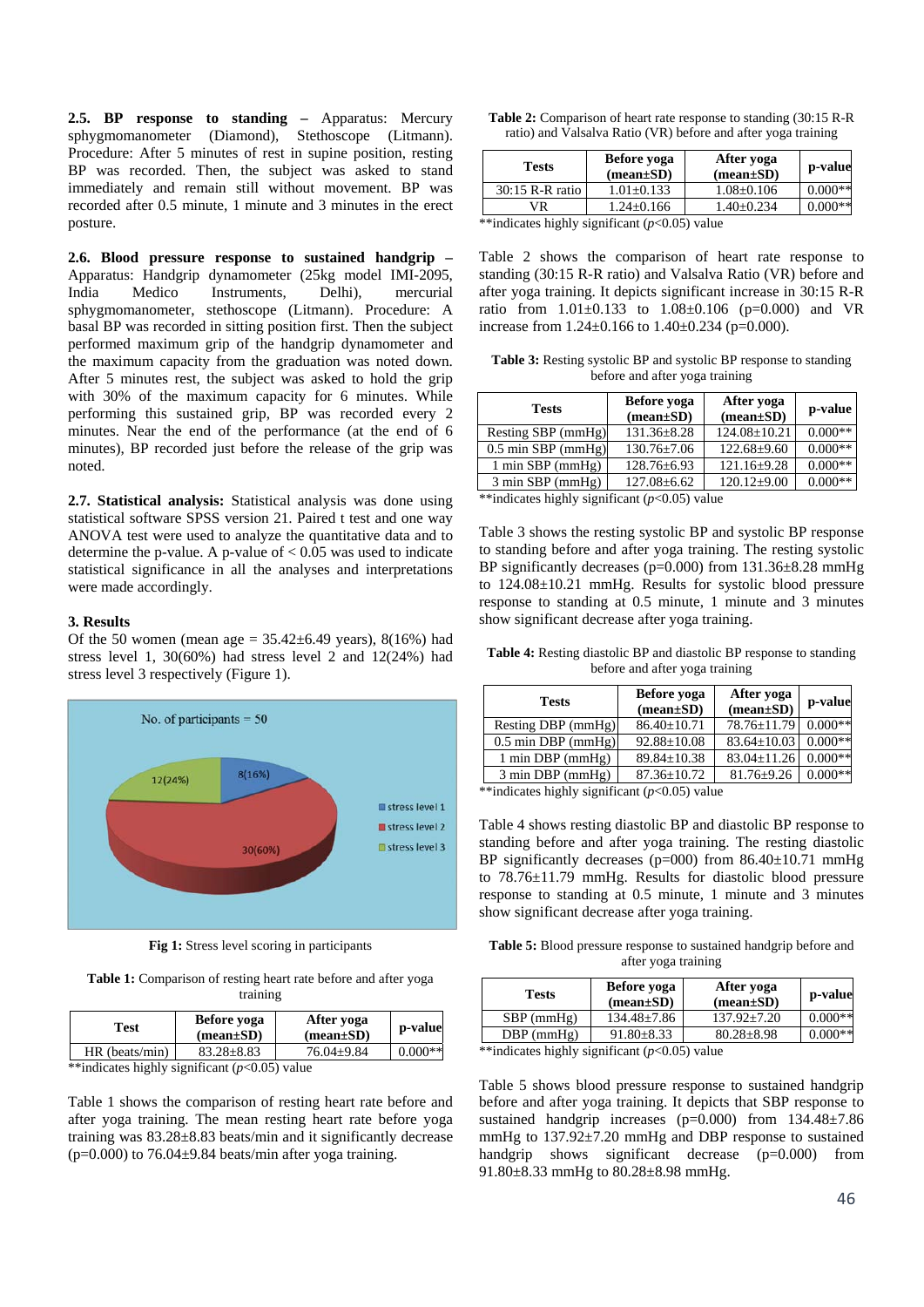**2.5. BP response to standing –** Apparatus: Mercury sphygmomanometer (Diamond), Stethoscope (Litmann). Procedure: After 5 minutes of rest in supine position, resting BP was recorded. Then, the subject was asked to stand immediately and remain still without movement. BP was recorded after 0.5 minute, 1 minute and 3 minutes in the erect posture.

**2.6. Blood pressure response to sustained handgrip –** Apparatus: Handgrip dynamometer (25kg model IMI-2095, India Medico Instruments, Delhi), mercurial sphygmomanometer, stethoscope (Litmann). Procedure: A basal BP was recorded in sitting position first. Then the subject performed maximum grip of the handgrip dynamometer and the maximum capacity from the graduation was noted down. After 5 minutes rest, the subject was asked to hold the grip with 30% of the maximum capacity for 6 minutes. While performing this sustained grip, BP was recorded every 2 minutes. Near the end of the performance (at the end of 6 minutes), BP recorded just before the release of the grip was noted.

**2.7. Statistical analysis:** Statistical analysis was done using statistical software SPSS version 21. Paired t test and one way ANOVA test were used to analyze the quantitative data and to determine the p-value. A p-value of < 0.05 was used to indicate statistical significance in all the analyses and interpretations were made accordingly.

## 3. Results

Of the 50 women (mean age = 35.42±6.49 years), 8(16%) had stress level 1, 30(60%) had stress level 2 and 12(24%) had stress level 3 respectively (Figure 1).

**Fig 1:** Stress level scoring in participants

**Table 1:** Comparison of resting heart rate before and after yoga training

| Test | Before yoga (mean±SD) | After yoga (mean±SD) | p-value |
|---|---|---|---|
| HR (beats/min) | 83.28±8.83 | 76.04±9.84 | 0.000** |

**indicates highly significant (*p*<0.05) value

Table 1 shows the comparison of resting heart rate before and after yoga training. The mean resting heart rate before yoga training was 83.28±8.83 beats/min and it significantly decrease (p=0.000) to 76.04±9.84 beats/min after yoga training.

**Table 2:** Comparison of heart rate response to standing (30:15 R-R ratio) and Valsalva Ratio (VR) before and after yoga training

| Tests | Before yoga (mean±SD) | After yoga (mean±SD) | p-value |
|---|---|---|---|
| 30:15 R-R ratio | 1.01±0.133 | 1.08±0.106 | 0.000** |
| VR | 1.24±0.166 | 1.40±0.234 | 0.000** |

**indicates highly significant (*p*<0.05) value

Table 2 shows the comparison of heart rate response to standing (30:15 R-R ratio) and Valsalva Ratio (VR) before and after yoga training. It depicts significant increase in 30:15 R-R ratio from 1.01±0.133 to 1.08±0.106 (p=0.000) and VR increase from 1.24±0.166 to 1.40±0.234 (p=0.000).

**Table 3:** Resting systolic BP and systolic BP response to standing before and after yoga training

| Tests | Before yoga (mean±SD) | After yoga (mean±SD) | p-value |
|---|---|---|---|
| Resting SBP (mmHg) | 131.36±8.28 | 124.08±10.21 | 0.000** |
| 0.5 min SBP (mmHg) | 130.76±7.06 | 122.68±9.60 | 0.000** |
| 1 min SBP (mmHg) | 128.76±6.93 | 121.16±9.28 | 0.000** |
| 3 min SBP (mmHg) | 127.08±6.62 | 120.12±9.00 | 0.000** |

**indicates highly significant (*p*<0.05) value

Table 3 shows the resting systolic BP and systolic BP response to standing before and after yoga training. The resting systolic BP significantly decreases (p=0.000) from 131.36±8.28 mmHg to 124.08±10.21 mmHg. Results for systolic blood pressure response to standing at 0.5 minute, 1 minute and 3 minutes show significant decrease after yoga training.

**Table 4:** Resting diastolic BP and diastolic BP response to standing before and after yoga training

| Tests | Before yoga (mean±SD) | After yoga (mean±SD) | p-value |
|---|---|---|---|
| Resting DBP (mmHg) | 86.40±10.71 | 78.76±11.79 | 0.000** |
| 0.5 min DBP (mmHg) | 92.88±10.08 | 83.64±10.03 | 0.000** |
| 1 min DBP (mmHg) | 89.84±10.38 | 83.04±11.26 | 0.000** |
| 3 min DBP (mmHg) | 87.36±10.72 | 81.76±9.26 | 0.000** |

**indicates highly significant (*p*<0.05) value

Table 4 shows resting diastolic BP and diastolic BP response to standing before and after yoga training. The resting diastolic BP significantly decreases (p=000) from 86.40±10.71 mmHg to 78.76±11.79 mmHg. Results for diastolic blood pressure response to standing at 0.5 minute, 1 minute and 3 minutes show significant decrease after yoga training.

**Table 5:** Blood pressure response to sustained handgrip before and after yoga training

| Tests | Before yoga (mean±SD) | After yoga (mean±SD) | p-value |
|---|---|---|---|
| SBP (mmHg) | 134.48±7.86 | 137.92±7.20 | 0.000** |
| DBP (mmHg) | 91.80±8.33 | 80.28±8.98 | 0.000** |

**indicates highly significant (*p*<0.05) value

Table 5 shows blood pressure response to sustained handgrip before and after yoga training. It depicts that SBP response to sustained handgrip increases (p=0.000) from 134.48±7.86 mmHg to 137.92±7.20 mmHg and DBP response to sustained handgrip shows significant decrease (p=0.000) from 91.80±8.33 mmHg to 80.28±8.98 mmHg.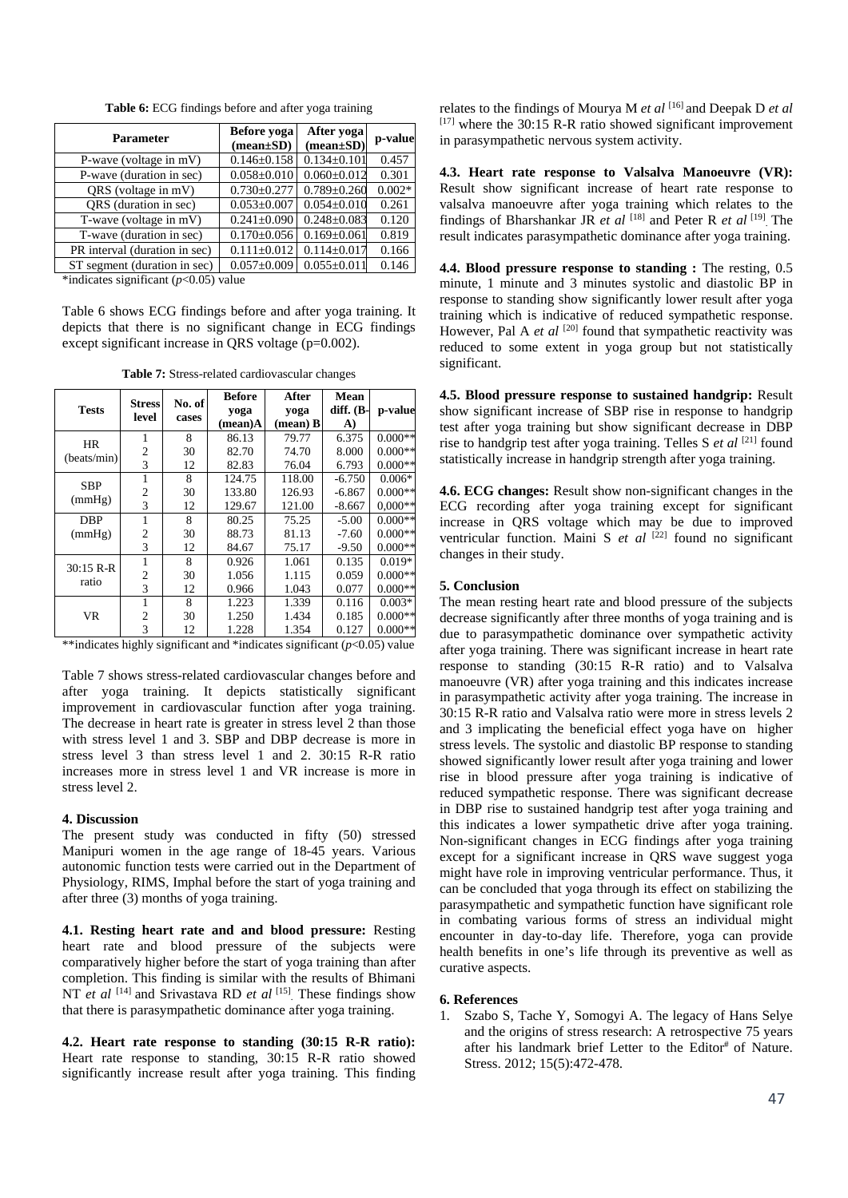**Table 6:** ECG findings before and after yoga training

| Parameter | Before yoga (mean±SD) | After yoga (mean±SD) | p-value |
|---|---|---|---|
| P-wave (voltage in mV) | 0.146±0.158 | 0.134±0.101 | 0.457 |
| P-wave (duration in sec) | 0.058±0.010 | 0.060±0.012 | 0.301 |
| QRS (voltage in mV) | 0.730±0.277 | 0.789±0.260 | 0.002* |
| QRS (duration in sec) | 0.053±0.007 | 0.054±0.010 | 0.261 |
| T-wave (voltage in mV) | 0.241±0.090 | 0.248±0.083 | 0.120 |
| T-wave (duration in sec) | 0.170±0.056 | 0.169±0.061 | 0.819 |
| PR interval (duration in sec) | 0.111±0.012 | 0.114±0.017 | 0.166 |
| ST segment (duration in sec) | 0.057±0.009 | 0.055±0.011 | 0.146 |

*indicates significant ($p$<0.05) value

Table 6 shows ECG findings before and after yoga training. It depicts that there is no significant change in ECG findings except significant increase in QRS voltage (p=0.002).

**Table 7:** Stress-related cardiovascular changes

| Tests | Stress level | No. of cases | Before yoga (mean)A | After yoga (mean) B | Mean diff. (B-A) | p-value |
|---|---|---|---|---|---|---|
| HR (beats/min) | 1 | 8 | 86.13 | 79.77 | 6.375 | 0.000** |
| | 2 | 30 | 82.70 | 74.70 | 8.000 | 0.000** |
| | 3 | 12 | 82.83 | 76.04 | 6.793 | 0.000** |
| SBP (mmHg) | 1 | 8 | 124.75 | 118.00 | -6.750 | 0.006* |
| | 2 | 30 | 133.80 | 126.93 | -6.867 | 0.000** |
| | 3 | 12 | 129.67 | 121.00 | -8.667 | 0,000** |
| DBP (mmHg) | 1 | 8 | 80.25 | 75.25 | -5.00 | 0.000** |
| | 2 | 30 | 88.73 | 81.13 | -7.60 | 0.000** |
| | 3 | 12 | 84.67 | 75.17 | -9.50 | 0.000** |
| 30:15 R-R ratio | 1 | 8 | 0.926 | 1.061 | 0.135 | 0.019* |
| | 2 | 30 | 1.056 | 1.115 | 0.059 | 0.000** |
| | 3 | 12 | 0.966 | 1.043 | 0.077 | 0.000** |
| VR | 1 | 8 | 1.223 | 1.339 | 0.116 | 0.003* |
| | 2 | 30 | 1.250 | 1.434 | 0.185 | 0.000** |
| | 3 | 12 | 1.228 | 1.354 | 0.127 | 0.000** |

**indicates highly significant and *indicates significant ($p$<0.05) value

Table 7 shows stress-related cardiovascular changes before and after yoga training. It depicts statistically significant improvement in cardiovascular function after yoga training. The decrease in heart rate is greater in stress level 2 than those with stress level 1 and 3. SBP and DBP decrease is more in stress level 3 than stress level 1 and 2. 30:15 R-R ratio increases more in stress level 1 and VR increase is more in stress level 2.

#### 4. Discussion

The present study was conducted in fifty (50) stressed Manipuri women in the age range of 18-45 years. Various autonomic function tests were carried out in the Department of Physiology, RIMS, Imphal before the start of yoga training and after three (3) months of yoga training.

**4.1. Resting heart rate and and blood pressure:** Resting heart rate and blood pressure of the subjects were comparatively higher before the start of yoga training than after completion. This finding is similar with the results of Bhimani NT *et al* [14] and Srivastava RD *et al* [15]. These findings show that there is parasympathetic dominance after yoga training.

**4.2. Heart rate response to standing (30:15 R-R ratio):** Heart rate response to standing, 30:15 R-R ratio showed significantly increase result after yoga training. This finding relates to the findings of Mourya M *et al* [16] and Deepak D *et al* [17] where the 30:15 R-R ratio showed significant improvement in parasympathetic nervous system activity.

**4.3. Heart rate response to Valsalva Manoeuvre (VR):** Result show significant increase of heart rate response to valsalva manoeuvre after yoga training which relates to the findings of Bharshankar JR *et al* [18] and Peter R *et al* [19]. The result indicates parasympathetic dominance after yoga training.

**4.4. Blood pressure response to standing :** The resting, 0.5 minute, 1 minute and 3 minutes systolic and diastolic BP in response to standing show significantly lower result after yoga training which is indicative of reduced sympathetic response. However, Pal A *et al* [20] found that sympathetic reactivity was reduced to some extent in yoga group but not statistically significant.

**4.5. Blood pressure response to sustained handgrip:** Result show significant increase of SBP rise in response to handgrip test after yoga training but show significant decrease in DBP rise to handgrip test after yoga training. Telles S *et al* [21] found statistically increase in handgrip strength after yoga training.

**4.6. ECG changes:** Result show non-significant changes in the ECG recording after yoga training except for significant increase in QRS voltage which may be due to improved ventricular function. Maini S *et al* [22] found no significant changes in their study.

#### 5. Conclusion

The mean resting heart rate and blood pressure of the subjects decrease significantly after three months of yoga training and is due to parasympathetic dominance over sympathetic activity after yoga training. There was significant increase in heart rate response to standing (30:15 R-R ratio) and to Valsalva manoeuvre (VR) after yoga training and this indicates increase in parasympathetic activity after yoga training. The increase in 30:15 R-R ratio and Valsalva ratio were more in stress levels 2 and 3 implicating the beneficial effect yoga have on higher stress levels. The systolic and diastolic BP response to standing showed significantly lower result after yoga training and lower rise in blood pressure after yoga training is indicative of reduced sympathetic response. There was significant decrease in DBP rise to sustained handgrip test after yoga training and this indicates a lower sympathetic drive after yoga training. Non-significant changes in ECG findings after yoga training except for a significant increase in QRS wave suggest yoga might have role in improving ventricular performance. Thus, it can be concluded that yoga through its effect on stabilizing the parasympathetic and sympathetic function have significant role in combating various forms of stress an individual might encounter in day-to-day life. Therefore, yoga can provide health benefits in one's life through its preventive as well as curative aspects.

#### 6. References

1. Szabo S, Tache Y, Somogyi A. The legacy of Hans Selye and the origins of stress research: A retrospective 75 years after his landmark brief Letter to the Editor# of Nature. Stress. 2012; 15(5):472-478.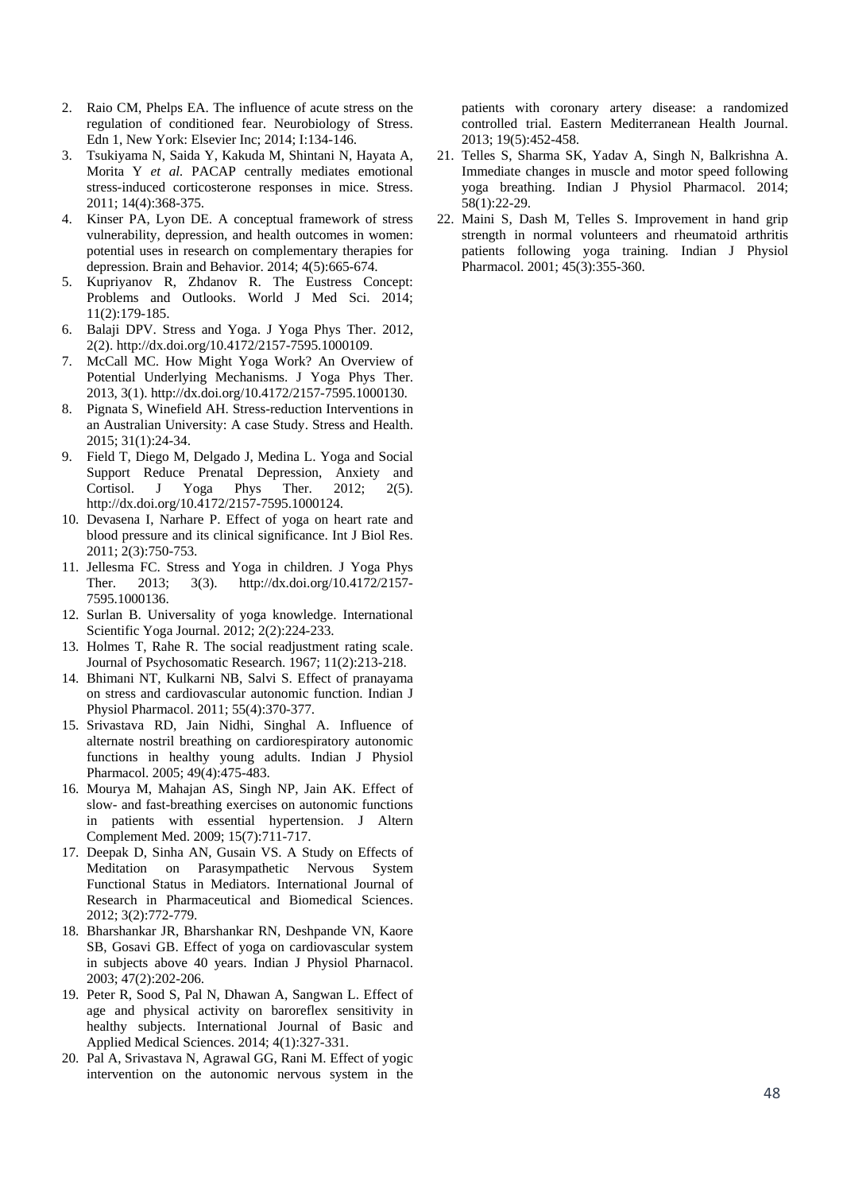2. Raio CM, Phelps EA. The influence of acute stress on the regulation of conditioned fear. Neurobiology of Stress. Edn 1, New York: Elsevier Inc; 2014; I:134-146.
3. Tsukiyama N, Saida Y, Kakuda M, Shintani N, Hayata A, Morita Y *et al.* PACAP centrally mediates emotional stress-induced corticosterone responses in mice. Stress. 2011; 14(4):368-375.
4. Kinser PA, Lyon DE. A conceptual framework of stress vulnerability, depression, and health outcomes in women: potential uses in research on complementary therapies for depression. Brain and Behavior. 2014; 4(5):665-674.
5. Kupriyanov R, Zhdanov R. The Eustress Concept: Problems and Outlooks. World J Med Sci. 2014; 11(2):179-185.
6. Balaji DPV. Stress and Yoga. J Yoga Phys Ther. 2012, 2(2). http://dx.doi.org/10.4172/2157-7595.1000109.
7. McCall MC. How Might Yoga Work? An Overview of Potential Underlying Mechanisms. J Yoga Phys Ther. 2013, 3(1). http://dx.doi.org/10.4172/2157-7595.1000130.
8. Pignata S, Winefield AH. Stress-reduction Interventions in an Australian University: A case Study. Stress and Health. 2015; 31(1):24-34.
9. Field T, Diego M, Delgado J, Medina L. Yoga and Social Support Reduce Prenatal Depression, Anxiety and Cortisol. J Yoga Phys Ther. 2012; 2(5). http://dx.doi.org/10.4172/2157-7595.1000124.
10. Devasena I, Narhare P. Effect of yoga on heart rate and blood pressure and its clinical significance. Int J Biol Res. 2011; 2(3):750-753.
11. Jellesma FC. Stress and Yoga in children. J Yoga Phys Ther. 2013; 3(3). http://dx.doi.org/10.4172/2157-7595.1000136.
12. Surlan B. Universality of yoga knowledge. International Scientific Yoga Journal. 2012; 2(2):224-233.
13. Holmes T, Rahe R. The social readjustment rating scale. Journal of Psychosomatic Research. 1967; 11(2):213-218.
14. Bhimani NT, Kulkarni NB, Salvi S. Effect of pranayama on stress and cardiovascular autonomic function. Indian J Physiol Pharmacol. 2011; 55(4):370-377.
15. Srivastava RD, Jain Nidhi, Singhal A. Influence of alternate nostril breathing on cardiorespiratory autonomic functions in healthy young adults. Indian J Physiol Pharmacol. 2005; 49(4):475-483.
16. Mourya M, Mahajan AS, Singh NP, Jain AK. Effect of slow- and fast-breathing exercises on autonomic functions in patients with essential hypertension. J Altern Complement Med. 2009; 15(7):711-717.
17. Deepak D, Sinha AN, Gusain VS. A Study on Effects of Meditation on Parasympathetic Nervous System Functional Status in Mediators. International Journal of Research in Pharmaceutical and Biomedical Sciences. 2012; 3(2):772-779.
18. Bharshankar JR, Bharshankar RN, Deshpande VN, Kaore SB, Gosavi GB. Effect of yoga on cardiovascular system in subjects above 40 years. Indian J Physiol Pharnacol. 2003; 47(2):202-206.
19. Peter R, Sood S, Pal N, Dhawan A, Sangwan L. Effect of age and physical activity on baroreflex sensitivity in healthy subjects. International Journal of Basic and Applied Medical Sciences. 2014; 4(1):327-331.
20. Pal A, Srivastava N, Agrawal GG, Rani M. Effect of yogic intervention on the autonomic nervous system in the patients with coronary artery disease: a randomized controlled trial. Eastern Mediterranean Health Journal. 2013; 19(5):452-458.
21. Telles S, Sharma SK, Yadav A, Singh N, Balkrishna A. Immediate changes in muscle and motor speed following yoga breathing. Indian J Physiol Pharmacol. 2014; 58(1):22-29.
22. Maini S, Dash M, Telles S. Improvement in hand grip strength in normal volunteers and rheumatoid arthritis patients following yoga training. Indian J Physiol Pharmacol. 2001; 45(3):355-360.